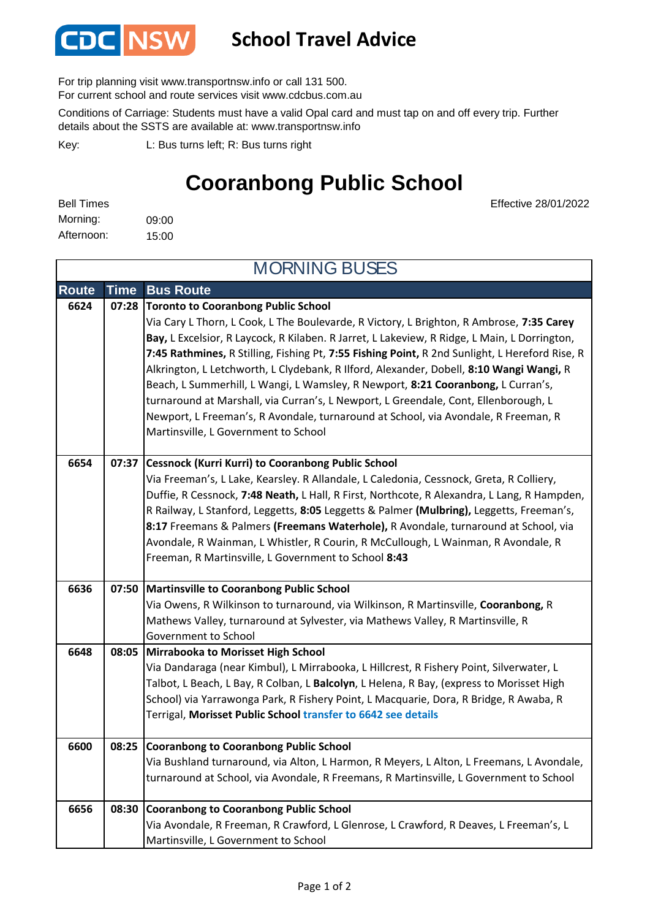CDC NSW

# School Travel Advice

For trip planning visit www.transportnsw.info or call 131 500.
For current school and route services visit www.cdcbus.com.au

Conditions of Carriage: Students must have a valid Opal card and must tap on and off every trip. Further details about the SSTS are available at: www.transportnsw.info

Key: L: Bus turns left; R: Bus turns right

## Cooranbong Public School

Effective 28/01/2022

Bell Times
Morning: 09:00
Afternoon: 15:00

### MORNING BUSES

| Route | Time | Bus Route |
|---|---|---|
| 6624 | 07:28 | **Toronto to Cooranbong Public School**<br>Via Cary L Thorn, L Cook, L The Boulevarde, R Victory, L Brighton, R Ambrose, **7:35 Carey Bay,** L Excelsior, R Laycock, R Kilaben. R Jarret, L Lakeview, R Ridge, L Main, L Dorrington, **7:45 Rathmines,** R Stilling, Fishing Pt, **7:55 Fishing Point,** R 2nd Sunlight, L Hereford Rise, R Alkrington, L Letchworth, L Clydebank, R Ilford, Alexander, Dobell, **8:10 Wangi Wangi,** R Beach, L Summerhill, L Wangi, L Wamsley, R Newport, **8:21 Cooranbong,** L Curran's, turnaround at Marshall, via Curran's, L Newport, L Greendale, Cont, Ellenborough, L Newport, L Freeman's, R Avondale, turnaround at School, via Avondale, R Freeman, R Martinsville, L Government to School |
| 6654 | 07:37 | **Cessnock (Kurri Kurri) to Cooranbong Public School**<br>Via Freeman's, L Lake, Kearsley. R Allandale, L Caledonia, Cessnock, Greta, R Colliery, Duffie, R Cessnock, **7:48 Neath,** L Hall, R First, Northcote, R Alexandra, L Lang, R Hampden, R Railway, L Stanford, Leggetts, **8:05** Leggetts & Palmer **(Mulbring),** Leggetts, Freeman's, **8:17** Freemans & Palmers **(Freemans Waterhole),** R Avondale, turnaround at School, via Avondale, R Wainman, L Whistler, R Courin, R McCullough, L Wainman, R Avondale, R Freeman, R Martinsville, L Government to School **8:43** |
| 6636 | 07:50 | **Martinsville to Cooranbong Public School**<br>Via Owens, R Wilkinson to turnaround, via Wilkinson, R Martinsville, **Cooranbong,** R Mathews Valley, turnaround at Sylvester, via Mathews Valley, R Martinsville, R Government to School |
| 6648 | 08:05 | **Mirrabooka to Morisset High School**<br>Via Dandaraga (near Kimbul), L Mirrabooka, L Hillcrest, R Fishery Point, Silverwater, L Talbot, L Beach, L Bay, R Colban, L **Balcolyn**, L Helena, R Bay, (express to Morisset High School) via Yarrawonga Park, R Fishery Point, L Macquarie, Dora, R Bridge, R Awaba, R Terrigal, **Morisset Public School** **transfer to 6642 see details** |
| 6600 | 08:25 | **Cooranbong to Cooranbong Public School**<br>Via Bushland turnaround, via Alton, L Harmon, R Meyers, L Alton, L Freemans, L Avondale, turnaround at School, via Avondale, R Freemans, R Martinsville, L Government to School |
| 6656 | 08:30 | **Cooranbong to Cooranbong Public School**<br>Via Avondale, R Freeman, R Crawford, L Glenrose, L Crawford, R Deaves, L Freeman's, L Martinsville, L Government to School |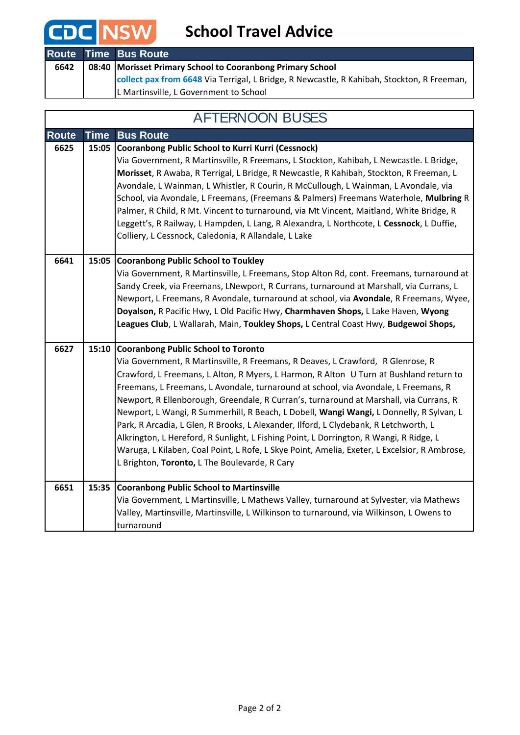# School Travel Advice

| Route | Time | Bus Route |
|---|---|---|
| 6642 | 08:40 | **Morisset Primary School to Cooranbong Primary School** collect pax from 6648 Via Terrigal, L Bridge, R Newcastle, R Kahibah, Stockton, R Freeman, L Martinsville, L Government to School |

## AFTERNOON BUSES

| Route | Time | Bus Route |
|---|---|---|
| 6625 | 15:05 | **Cooranbong Public School to Kurri Kurri (Cessnock)** Via Government, R Martinsville, R Freemans, L Stockton, Kahibah, L Newcastle. L Bridge, **Morisset**, R Awaba, R Terrigal, L Bridge, R Newcastle, R Kahibah, Stockton, R Freeman, L Avondale, L Wainman, L Whistler, R Courin, R McCullough, L Wainman, L Avondale, via School, via Avondale, L Freemans, (Freemans & Palmers) Freemans Waterhole, **Mulbring** R Palmer, R Child, R Mt. Vincent to turnaround, via Mt Vincent, Maitland, White Bridge, R Leggett's, R Railway, L Hampden, L Lang, R Alexandra, L Northcote, L **Cessnock**, L Duffie, Colliery, L Cessnock, Caledonia, R Allandale, L Lake |
| 6641 | 15:05 | **Cooranbong Public School to Toukley** Via Government, R Martinsville, L Freemans, Stop Alton Rd, cont. Freemans, turnaround at Sandy Creek, via Freemans, LNewport, R Currans, turnaround at Marshall, via Currans, L Newport, L Freemans, R Avondale, turnaround at school, via **Avondale**, R Freemans, Wyee, **Doyalson,** R Pacific Hwy, L Old Pacific Hwy, **Charmhaven Shops,** L Lake Haven, **Wyong Leagues Club**, L Wallarah, Main, **Toukley Shops,** L Central Coast Hwy, **Budgewoi Shops,** |
| 6627 | 15:10 | **Cooranbong Public School to Toronto** Via Government, R Martinsville, R Freemans, R Deaves, L Crawford, R Glenrose, R Crawford, L Freemans, L Alton, R Myers, L Harmon, R Alton U Turn at Bushland return to Freemans, L Freemans, L Avondale, turnaround at school, via Avondale, L Freemans, R Newport, R Ellenborough, Greendale, R Curran's, turnaround at Marshall, via Currans, R Newport, L Wangi, R Summerhill, R Beach, L Dobell, **Wangi Wangi,** L Donnelly, R Sylvan, L Park, R Arcadia, L Glen, R Brooks, L Alexander, Ilford, L Clydebank, R Letchworth, L Alkrington, L Hereford, R Sunlight, L Fishing Point, L Dorrington, R Wangi, R Ridge, L Waruga, L Kilaben, Coal Point, L Rofe, L Skye Point, Amelia, Exeter, L Excelsior, R Ambrose, L Brighton, **Toronto,** L The Boulevarde, R Cary |
| 6651 | 15:35 | **Cooranbong Public School to Martinsville** Via Government, L Martinsville, L Mathews Valley, turnaround at Sylvester, via Mathews Valley, Martinsville, Martinsville, L Wilkinson to turnaround, via Wilkinson, L Owens to turnaround |